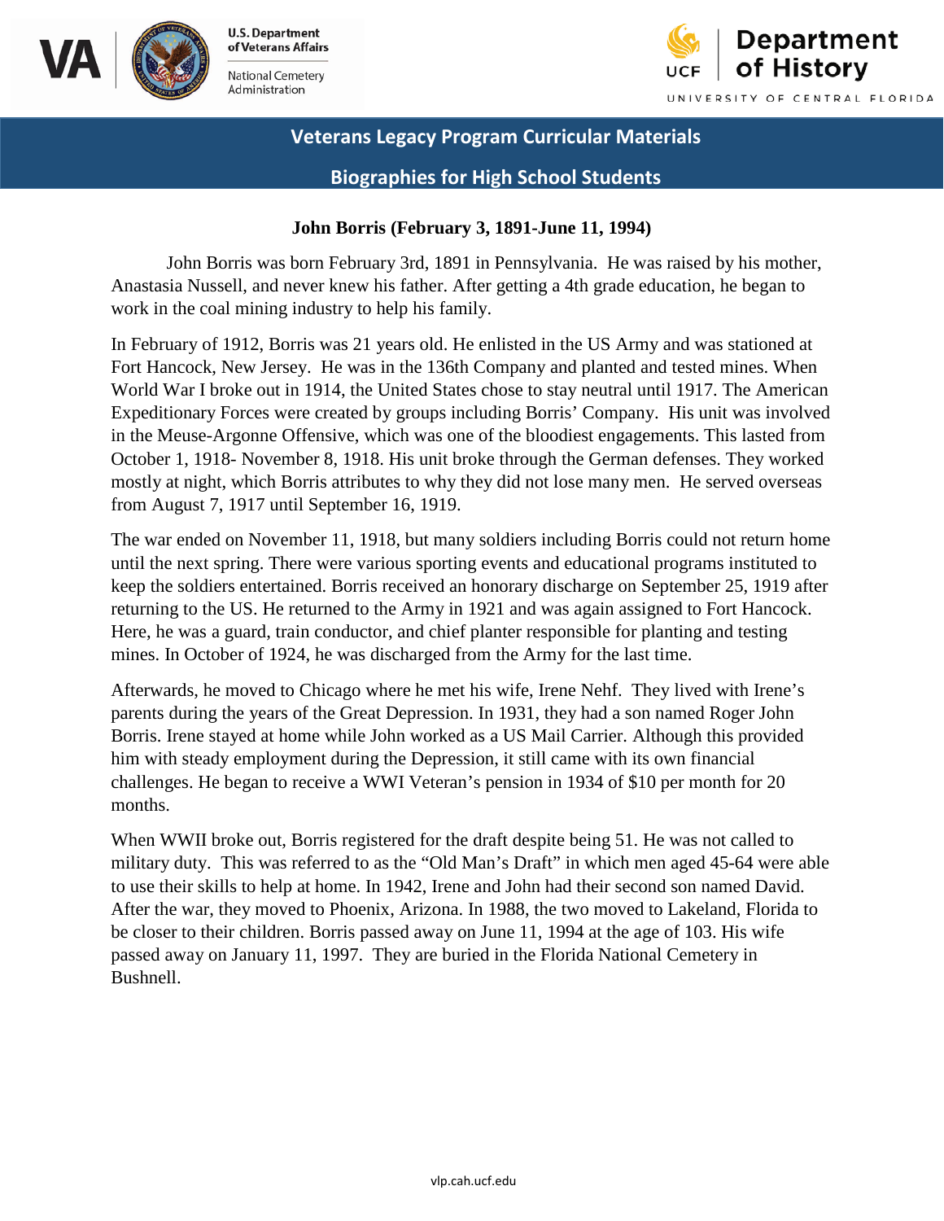# Veterans Legacy Program Curricular Materials

## Biographies for High School Students

### John Borris (February 3, 1891-June 11, 1994)

John Borris was born February 3rd, 1891 in Pennsylvania. He was raised by his mother, Anastasia Nussell, and never knew his father. After getting a 4th grade education, he began to work in the coal mining industry to help his family.

In February of 1912, Borris was 21 years old. He enlisted in the US Army and was stationed at Fort Hancock, New Jersey. He was in the 136th Company and planted and tested mines. When World War I broke out in 1914, the United States chose to stay neutral until 1917. The American Expeditionary Forces were created by groups including Borris' Company. His unit was involved in the Meuse-Argonne Offensive, which was one of the bloodiest engagements. This lasted from October 1, 1918- November 8, 1918. His unit broke through the German defenses. They worked mostly at night, which Borris attributes to why they did not lose many men. He served overseas from August 7, 1917 until September 16, 1919.

The war ended on November 11, 1918, but many soldiers including Borris could not return home until the next spring. There were various sporting events and educational programs instituted to keep the soldiers entertained. Borris received an honorary discharge on September 25, 1919 after returning to the US. He returned to the Army in 1921 and was again assigned to Fort Hancock. Here, he was a guard, train conductor, and chief planter responsible for planting and testing mines. In October of 1924, he was discharged from the Army for the last time.

Afterwards, he moved to Chicago where he met his wife, Irene Nehf. They lived with Irene's parents during the years of the Great Depression. In 1931, they had a son named Roger John Borris. Irene stayed at home while John worked as a US Mail Carrier. Although this provided him with steady employment during the Depression, it still came with its own financial challenges. He began to receive a WWI Veteran's pension in 1934 of $10 per month for 20 months.

When WWII broke out, Borris registered for the draft despite being 51. He was not called to military duty. This was referred to as the "Old Man's Draft" in which men aged 45-64 were able to use their skills to help at home. In 1942, Irene and John had their second son named David. After the war, they moved to Phoenix, Arizona. In 1988, the two moved to Lakeland, Florida to be closer to their children. Borris passed away on June 11, 1994 at the age of 103. His wife passed away on January 11, 1997. They are buried in the Florida National Cemetery in Bushnell.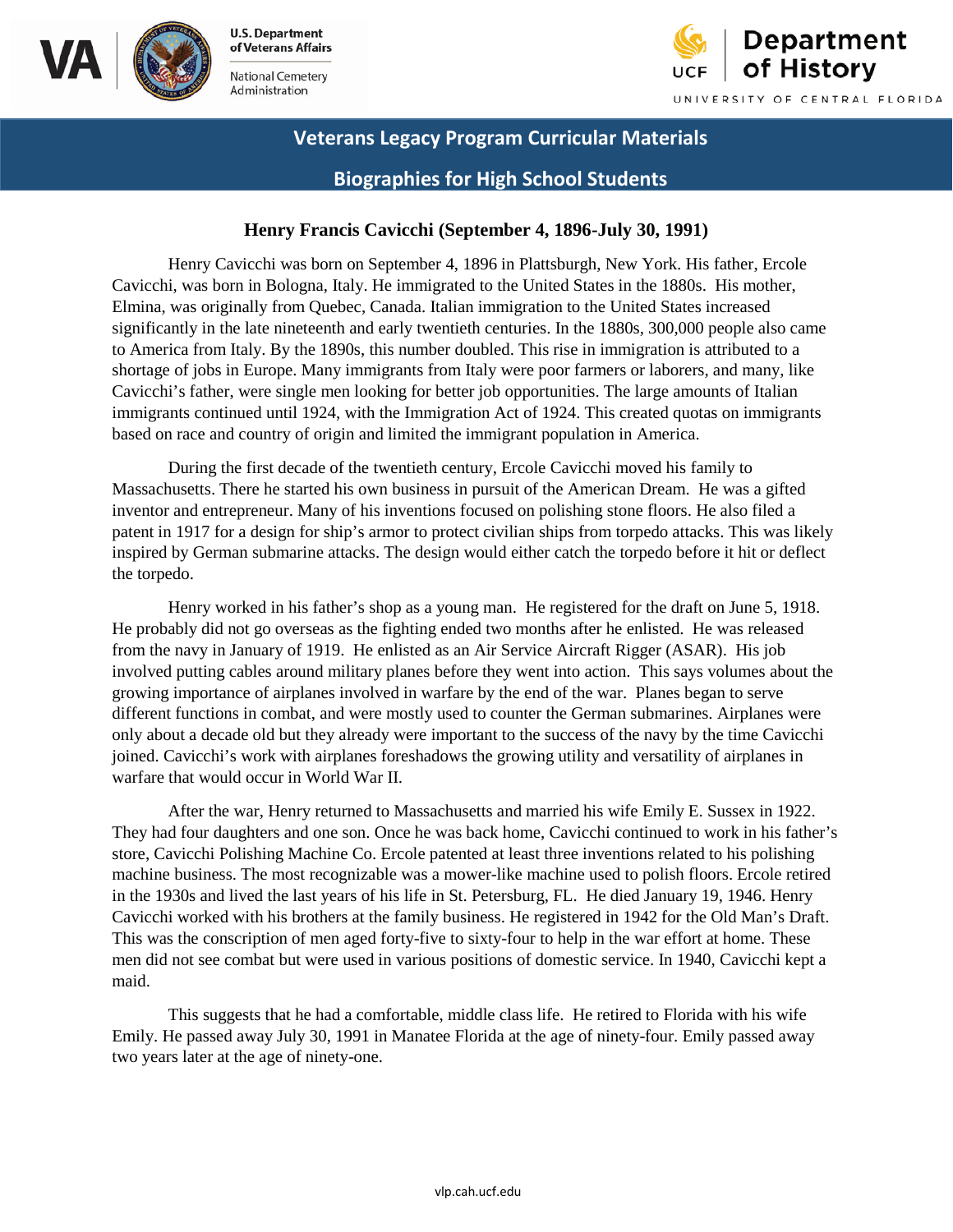**Veterans Legacy Program Curricular Materials**

**Biographies for High School Students**

## Henry Francis Cavicchi (September 4, 1896-July 30, 1991)

Henry Cavicchi was born on September 4, 1896 in Plattsburgh, New York. His father, Ercole Cavicchi, was born in Bologna, Italy. He immigrated to the United States in the 1880s. His mother, Elmina, was originally from Quebec, Canada. Italian immigration to the United States increased significantly in the late nineteenth and early twentieth centuries. In the 1880s, 300,000 people also came to America from Italy. By the 1890s, this number doubled. This rise in immigration is attributed to a shortage of jobs in Europe. Many immigrants from Italy were poor farmers or laborers, and many, like Cavicchi's father, were single men looking for better job opportunities. The large amounts of Italian immigrants continued until 1924, with the Immigration Act of 1924. This created quotas on immigrants based on race and country of origin and limited the immigrant population in America.

During the first decade of the twentieth century, Ercole Cavicchi moved his family to Massachusetts. There he started his own business in pursuit of the American Dream. He was a gifted inventor and entrepreneur. Many of his inventions focused on polishing stone floors. He also filed a patent in 1917 for a design for ship's armor to protect civilian ships from torpedo attacks. This was likely inspired by German submarine attacks. The design would either catch the torpedo before it hit or deflect the torpedo.

Henry worked in his father's shop as a young man. He registered for the draft on June 5, 1918. He probably did not go overseas as the fighting ended two months after he enlisted. He was released from the navy in January of 1919. He enlisted as an Air Service Aircraft Rigger (ASAR). His job involved putting cables around military planes before they went into action. This says volumes about the growing importance of airplanes involved in warfare by the end of the war. Planes began to serve different functions in combat, and were mostly used to counter the German submarines. Airplanes were only about a decade old but they already were important to the success of the navy by the time Cavicchi joined. Cavicchi's work with airplanes foreshadows the growing utility and versatility of airplanes in warfare that would occur in World War II.

After the war, Henry returned to Massachusetts and married his wife Emily E. Sussex in 1922. They had four daughters and one son. Once he was back home, Cavicchi continued to work in his father's store, Cavicchi Polishing Machine Co. Ercole patented at least three inventions related to his polishing machine business. The most recognizable was a mower-like machine used to polish floors. Ercole retired in the 1930s and lived the last years of his life in St. Petersburg, FL. He died January 19, 1946. Henry Cavicchi worked with his brothers at the family business. He registered in 1942 for the Old Man's Draft. This was the conscription of men aged forty-five to sixty-four to help in the war effort at home. These men did not see combat but were used in various positions of domestic service. In 1940, Cavicchi kept a maid.

This suggests that he had a comfortable, middle class life. He retired to Florida with his wife Emily. He passed away July 30, 1991 in Manatee Florida at the age of ninety-four. Emily passed away two years later at the age of ninety-one.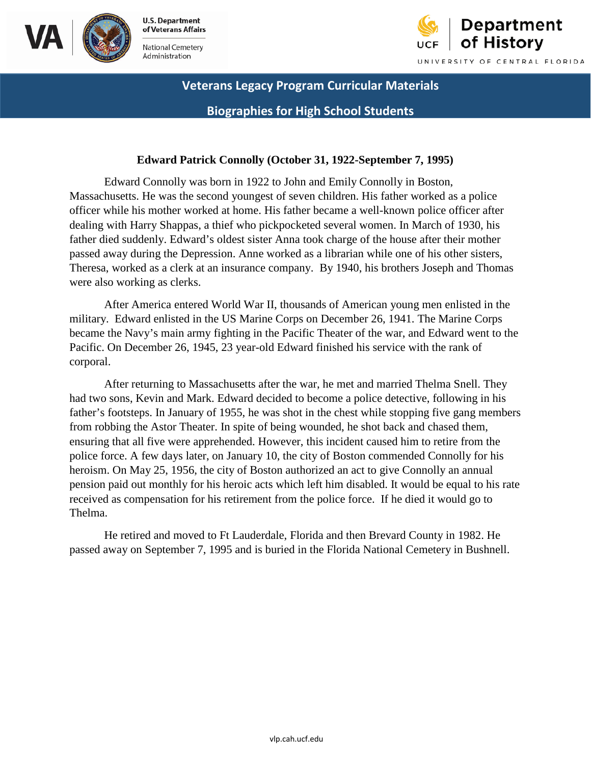Veterans Legacy Program Curricular Materials

Biographies for High School Students

**Edward Patrick Connolly (October 31, 1922-September 7, 1995)**

Edward Connolly was born in 1922 to John and Emily Connolly in Boston, Massachusetts. He was the second youngest of seven children. His father worked as a police officer while his mother worked at home. His father became a well-known police officer after dealing with Harry Shappas, a thief who pickpocketed several women. In March of 1930, his father died suddenly. Edward's oldest sister Anna took charge of the house after their mother passed away during the Depression. Anne worked as a librarian while one of his other sisters, Theresa, worked as a clerk at an insurance company. By 1940, his brothers Joseph and Thomas were also working as clerks.

After America entered World War II, thousands of American young men enlisted in the military. Edward enlisted in the US Marine Corps on December 26, 1941. The Marine Corps became the Navy's main army fighting in the Pacific Theater of the war, and Edward went to the Pacific. On December 26, 1945, 23 year-old Edward finished his service with the rank of corporal.

After returning to Massachusetts after the war, he met and married Thelma Snell. They had two sons, Kevin and Mark. Edward decided to become a police detective, following in his father's footsteps. In January of 1955, he was shot in the chest while stopping five gang members from robbing the Astor Theater. In spite of being wounded, he shot back and chased them, ensuring that all five were apprehended. However, this incident caused him to retire from the police force. A few days later, on January 10, the city of Boston commended Connolly for his heroism. On May 25, 1956, the city of Boston authorized an act to give Connolly an annual pension paid out monthly for his heroic acts which left him disabled. It would be equal to his rate received as compensation for his retirement from the police force. If he died it would go to Thelma.

He retired and moved to Ft Lauderdale, Florida and then Brevard County in 1982. He passed away on September 7, 1995 and is buried in the Florida National Cemetery in Bushnell.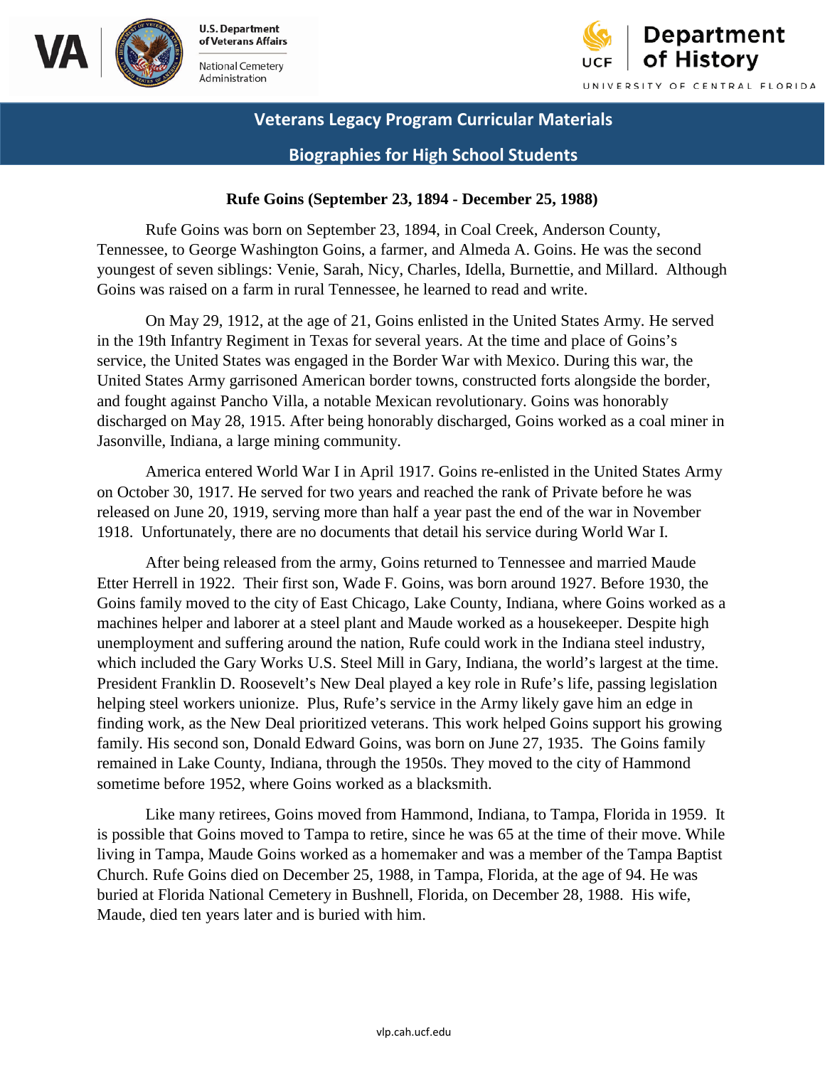Veterans Legacy Program Curricular Materials

Biographies for High School Students

**Rufe Goins (September 23, 1894 - December 25, 1988)**

Rufe Goins was born on September 23, 1894, in Coal Creek, Anderson County, Tennessee, to George Washington Goins, a farmer, and Almeda A. Goins. He was the second youngest of seven siblings: Venie, Sarah, Nicy, Charles, Idella, Burnettie, and Millard. Although Goins was raised on a farm in rural Tennessee, he learned to read and write.

On May 29, 1912, at the age of 21, Goins enlisted in the United States Army. He served in the 19th Infantry Regiment in Texas for several years. At the time and place of Goins's service, the United States was engaged in the Border War with Mexico. During this war, the United States Army garrisoned American border towns, constructed forts alongside the border, and fought against Pancho Villa, a notable Mexican revolutionary. Goins was honorably discharged on May 28, 1915. After being honorably discharged, Goins worked as a coal miner in Jasonville, Indiana, a large mining community.

America entered World War I in April 1917. Goins re-enlisted in the United States Army on October 30, 1917. He served for two years and reached the rank of Private before he was released on June 20, 1919, serving more than half a year past the end of the war in November 1918. Unfortunately, there are no documents that detail his service during World War I.

After being released from the army, Goins returned to Tennessee and married Maude Etter Herrell in 1922. Their first son, Wade F. Goins, was born around 1927. Before 1930, the Goins family moved to the city of East Chicago, Lake County, Indiana, where Goins worked as a machines helper and laborer at a steel plant and Maude worked as a housekeeper. Despite high unemployment and suffering around the nation, Rufe could work in the Indiana steel industry, which included the Gary Works U.S. Steel Mill in Gary, Indiana, the world's largest at the time. President Franklin D. Roosevelt's New Deal played a key role in Rufe's life, passing legislation helping steel workers unionize. Plus, Rufe's service in the Army likely gave him an edge in finding work, as the New Deal prioritized veterans. This work helped Goins support his growing family. His second son, Donald Edward Goins, was born on June 27, 1935. The Goins family remained in Lake County, Indiana, through the 1950s. They moved to the city of Hammond sometime before 1952, where Goins worked as a blacksmith.

Like many retirees, Goins moved from Hammond, Indiana, to Tampa, Florida in 1959. It is possible that Goins moved to Tampa to retire, since he was 65 at the time of their move. While living in Tampa, Maude Goins worked as a homemaker and was a member of the Tampa Baptist Church. Rufe Goins died on December 25, 1988, in Tampa, Florida, at the age of 94. He was buried at Florida National Cemetery in Bushnell, Florida, on December 28, 1988. His wife, Maude, died ten years later and is buried with him.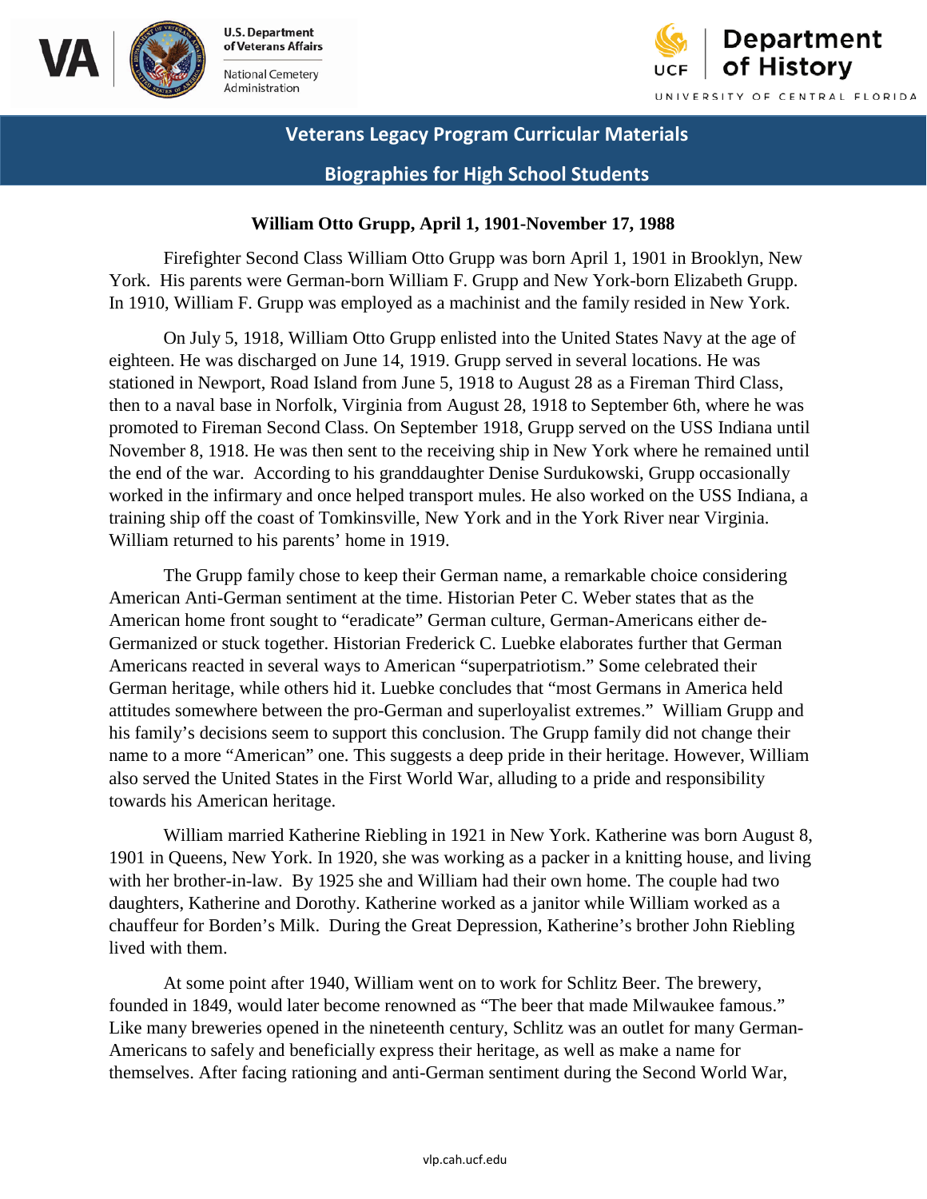**Veterans Legacy Program Curricular Materials**

**Biographies for High School Students**

## William Otto Grupp, April 1, 1901-November 17, 1988

Firefighter Second Class William Otto Grupp was born April 1, 1901 in Brooklyn, New York. His parents were German-born William F. Grupp and New York-born Elizabeth Grupp. In 1910, William F. Grupp was employed as a machinist and the family resided in New York.

On July 5, 1918, William Otto Grupp enlisted into the United States Navy at the age of eighteen. He was discharged on June 14, 1919. Grupp served in several locations. He was stationed in Newport, Road Island from June 5, 1918 to August 28 as a Fireman Third Class, then to a naval base in Norfolk, Virginia from August 28, 1918 to September 6th, where he was promoted to Fireman Second Class. On September 1918, Grupp served on the USS Indiana until November 8, 1918. He was then sent to the receiving ship in New York where he remained until the end of the war. According to his granddaughter Denise Surdukowski, Grupp occasionally worked in the infirmary and once helped transport mules. He also worked on the USS Indiana, a training ship off the coast of Tomkinsville, New York and in the York River near Virginia. William returned to his parents' home in 1919.

The Grupp family chose to keep their German name, a remarkable choice considering American Anti-German sentiment at the time. Historian Peter C. Weber states that as the American home front sought to "eradicate" German culture, German-Americans either de-Germanized or stuck together. Historian Frederick C. Luebke elaborates further that German Americans reacted in several ways to American "superpatriotism." Some celebrated their German heritage, while others hid it. Luebke concludes that "most Germans in America held attitudes somewhere between the pro-German and superloyalist extremes." William Grupp and his family's decisions seem to support this conclusion. The Grupp family did not change their name to a more "American" one. This suggests a deep pride in their heritage. However, William also served the United States in the First World War, alluding to a pride and responsibility towards his American heritage.

William married Katherine Riebling in 1921 in New York. Katherine was born August 8, 1901 in Queens, New York. In 1920, she was working as a packer in a knitting house, and living with her brother-in-law. By 1925 she and William had their own home. The couple had two daughters, Katherine and Dorothy. Katherine worked as a janitor while William worked as a chauffeur for Borden's Milk. During the Great Depression, Katherine's brother John Riebling lived with them.

At some point after 1940, William went on to work for Schlitz Beer. The brewery, founded in 1849, would later become renowned as "The beer that made Milwaukee famous." Like many breweries opened in the nineteenth century, Schlitz was an outlet for many German-Americans to safely and beneficially express their heritage, as well as make a name for themselves. After facing rationing and anti-German sentiment during the Second World War,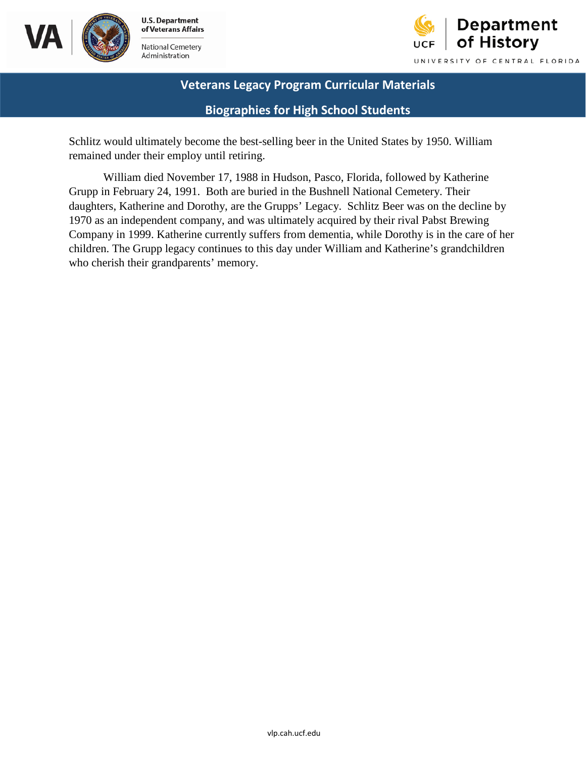Schlitz would ultimately become the best-selling beer in the United States by 1950. William remained under their employ until retiring.

William died November 17, 1988 in Hudson, Pasco, Florida, followed by Katherine Grupp in February 24, 1991. Both are buried in the Bushnell National Cemetery. Their daughters, Katherine and Dorothy, are the Grupps' Legacy. Schlitz Beer was on the decline by 1970 as an independent company, and was ultimately acquired by their rival Pabst Brewing Company in 1999. Katherine currently suffers from dementia, while Dorothy is in the care of her children. The Grupp legacy continues to this day under William and Katherine's grandchildren who cherish their grandparents' memory.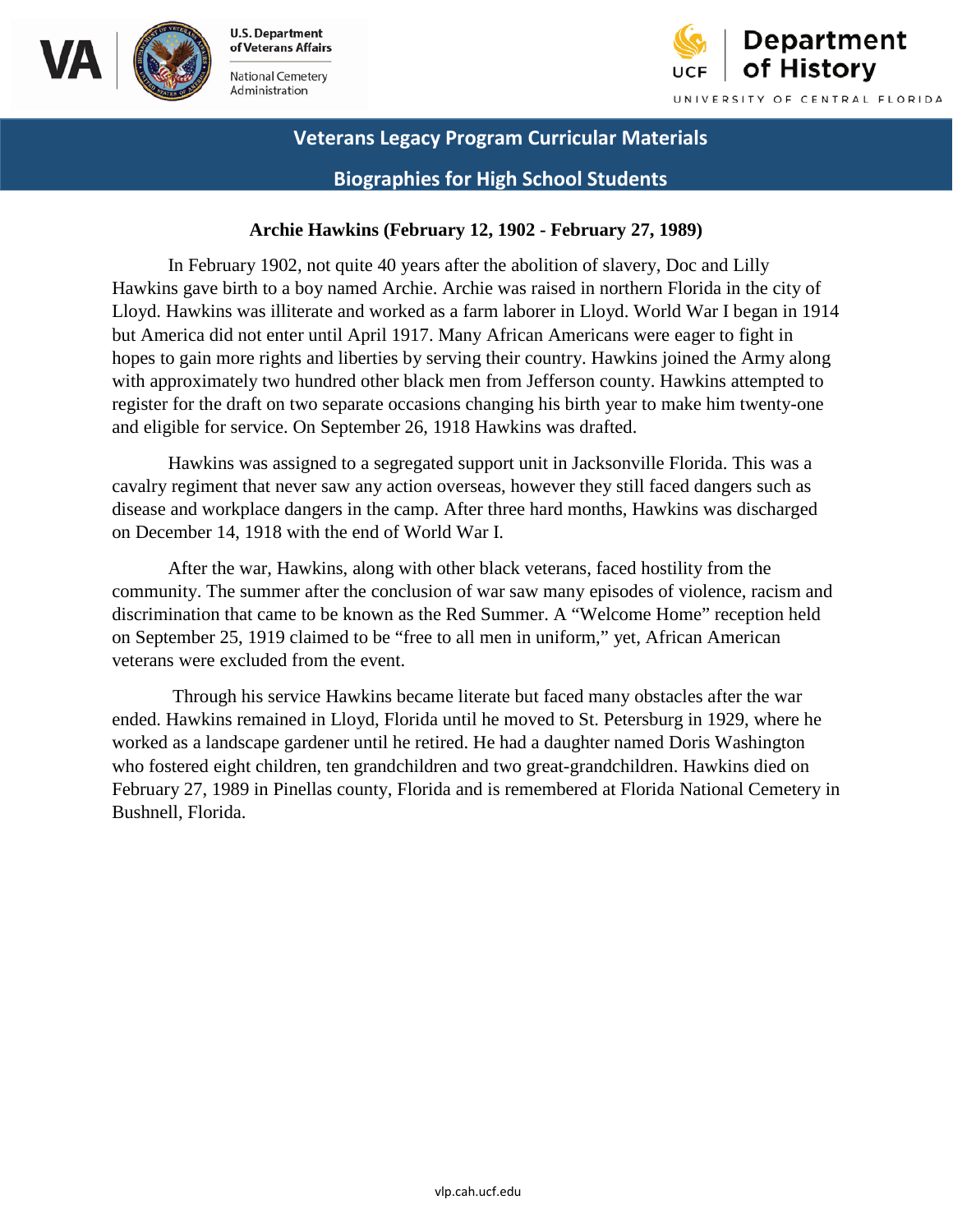**Veterans Legacy Program Curricular Materials**

**Biographies for High School Students**

# Archie Hawkins (February 12, 1902 - February 27, 1989)

In February 1902, not quite 40 years after the abolition of slavery, Doc and Lilly Hawkins gave birth to a boy named Archie. Archie was raised in northern Florida in the city of Lloyd. Hawkins was illiterate and worked as a farm laborer in Lloyd. World War I began in 1914 but America did not enter until April 1917. Many African Americans were eager to fight in hopes to gain more rights and liberties by serving their country. Hawkins joined the Army along with approximately two hundred other black men from Jefferson county. Hawkins attempted to register for the draft on two separate occasions changing his birth year to make him twenty-one and eligible for service. On September 26, 1918 Hawkins was drafted.

Hawkins was assigned to a segregated support unit in Jacksonville Florida. This was a cavalry regiment that never saw any action overseas, however they still faced dangers such as disease and workplace dangers in the camp. After three hard months, Hawkins discharged on December 14, 1918 with the end of World War I.

After the war, Hawkins, along with other black veterans, faced hostility from the community. The summer after the conclusion of war saw many episodes of violence, racism and discrimination that came to be known as the Red Summer. A "Welcome Home" reception held on September 25, 1919 claimed to be "free to all men in uniform," yet, African American veterans were excluded from the event.

Through his service Hawkins became literate but faced many obstacles after the war ended. Hawkins remained in Lloyd, Florida until he moved to St. Petersburg in 1929, where he worked as a landscape gardener until he retired. He had a daughter named Doris Washington who fostered eight children, ten grandchildren and two great-grandchildren. Hawkins died on February 27, 1989 in Pinellas county, Florida and is remembered at Florida National Cemetery in Bushnell, Florida.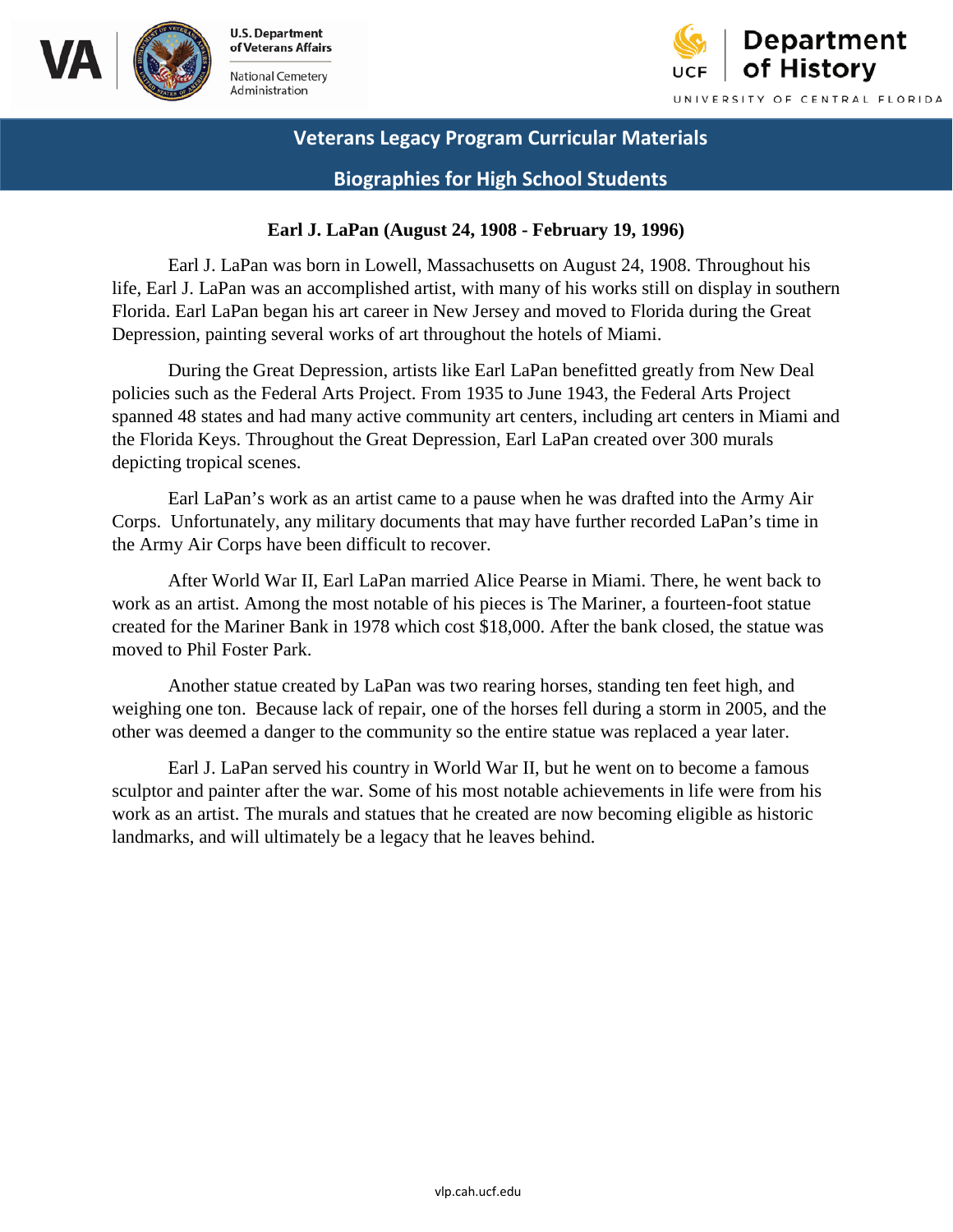Veterans Legacy Program Curricular Materials

Biographies for High School Students

**Earl J. LaPan (August 24, 1908 - February 19, 1996)**

Earl J. LaPan was born in Lowell, Massachusetts on August 24, 1908. Throughout his life, Earl J. LaPan was an accomplished artist, with many of his works still on display in southern Florida. Earl LaPan began his art career in New Jersey and moved to Florida during the Great Depression, painting several works of art throughout the hotels of Miami.

During the Great Depression, artists like Earl LaPan benefitted greatly from New Deal policies such as the Federal Arts Project. From 1935 to June 1943, the Federal Arts Project spanned 48 states and had many active community art centers, including art centers in Miami and the Florida Keys. Throughout the Great Depression, Earl LaPan created over 300 murals depicting tropical scenes.

Earl LaPan's work as an artist came to a pause when he was drafted into the Army Air Corps. Unfortunately, any military documents that may have further recorded LaPan's time in the Army Air Corps have been difficult to recover.

After World War II, Earl LaPan married Alice Pearse in Miami. There, he went back to work as an artist. Among the most notable of his pieces is The Mariner, a fourteen-foot statue created for the Mariner Bank in 1978 which cost $18,000. After the bank closed, the statue was moved to Phil Foster Park.

Another statue created by LaPan was two rearing horses, standing ten feet high, and weighing one ton. Because lack of repair, one of the horses fell during a storm in 2005, and the other was deemed a danger to the community so the entire statue was replaced a year later.

Earl J. LaPan served his country in World War II, but he went on to become a famous sculptor and painter after the war. Some of his most notable achievements in life were from his work as an artist. The murals and statues that he created are now becoming eligible as historic landmarks, and will ultimately be a legacy that he leaves behind.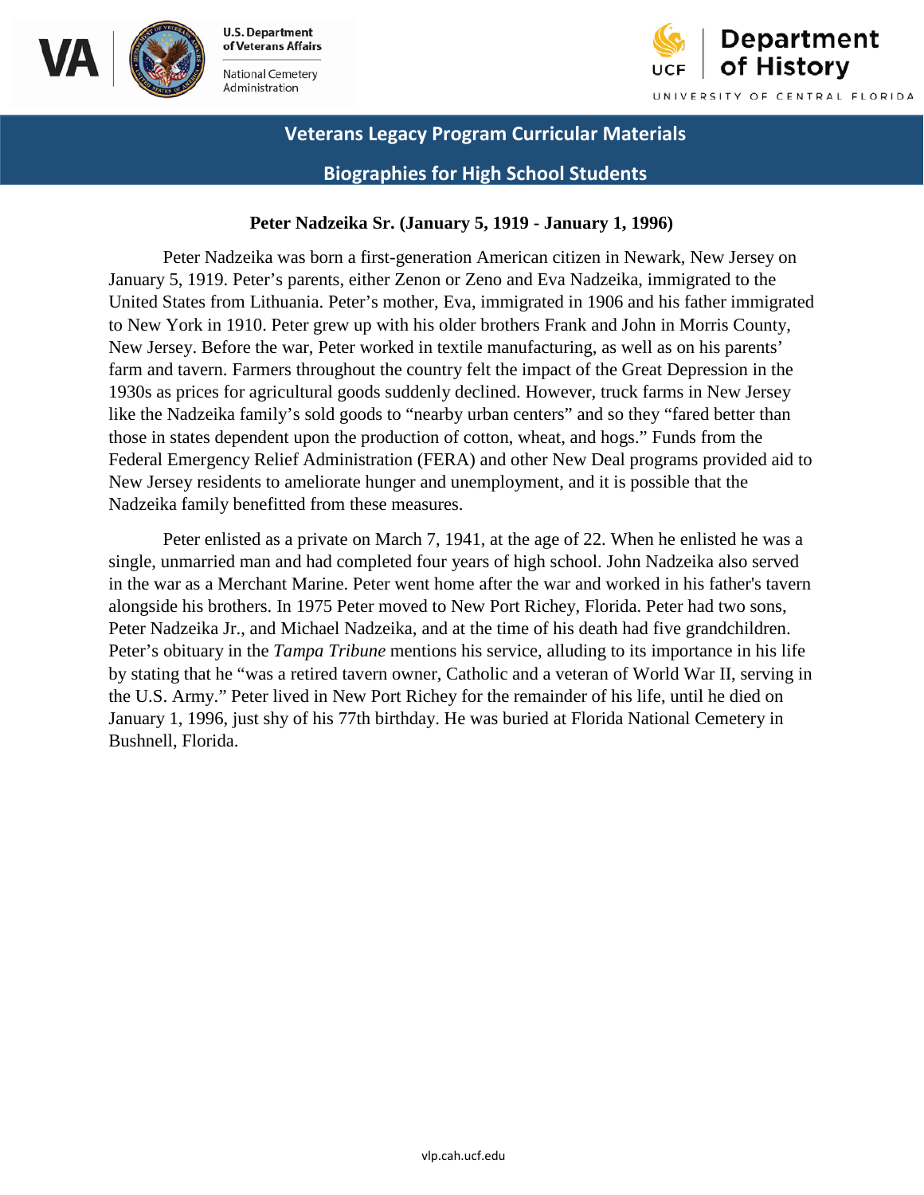Veterans Legacy Program Curricular Materials

Biographies for High School Students

**Peter Nadzeika Sr. (January 5, 1919 - January 1, 1996)**

Peter Nadzeika was born a first-generation American citizen in Newark, New Jersey on January 5, 1919. Peter's parents, either Zenon or Zeno and Eva Nadzeika, immigrated to the United States from Lithuania. Peter's mother, Eva, immigrated in 1906 and his father immigrated to New York in 1910. Peter grew up with his older brothers Frank and John in Morris County, New Jersey. Before the war, Peter worked in textile manufacturing, as well as on his parents' farm and tavern. Farmers throughout the country felt the impact of the Great Depression in the 1930s as prices for agricultural goods suddenly declined. However, truck farms in New Jersey like the Nadzeika family's sold goods to "nearby urban centers" and so they "fared better than those in states dependent upon the production of cotton, wheat, and hogs." Funds from the Federal Emergency Relief Administration (FERA) and other New Deal programs provided aid to New Jersey residents to ameliorate hunger and unemployment, and it is possible that the Nadzeika family benefitted from these measures.

Peter enlisted as a private on March 7, 1941, at the age of 22. When he enlisted he was a single, unmarried man and had completed four years of high school. John Nadzeika also served in the war as a Merchant Marine. Peter went home after the war and worked in his father's tavern alongside his brothers. In 1975 Peter moved to New Port Richey, Florida. Peter had two sons, Peter Nadzeika Jr., and Michael Nadzeika, and at the time of his death had five grandchildren. Peter's obituary in the *Tampa Tribune* mentions his service, alluding to its importance in his life by stating that he "was a retired tavern owner, Catholic and a veteran of World War II, serving in the U.S. Army." Peter lived in New Port Richey for the remainder of his life, until he died on January 1, 1996, just shy of his 77th birthday. He was buried at Florida National Cemetery in Bushnell, Florida.